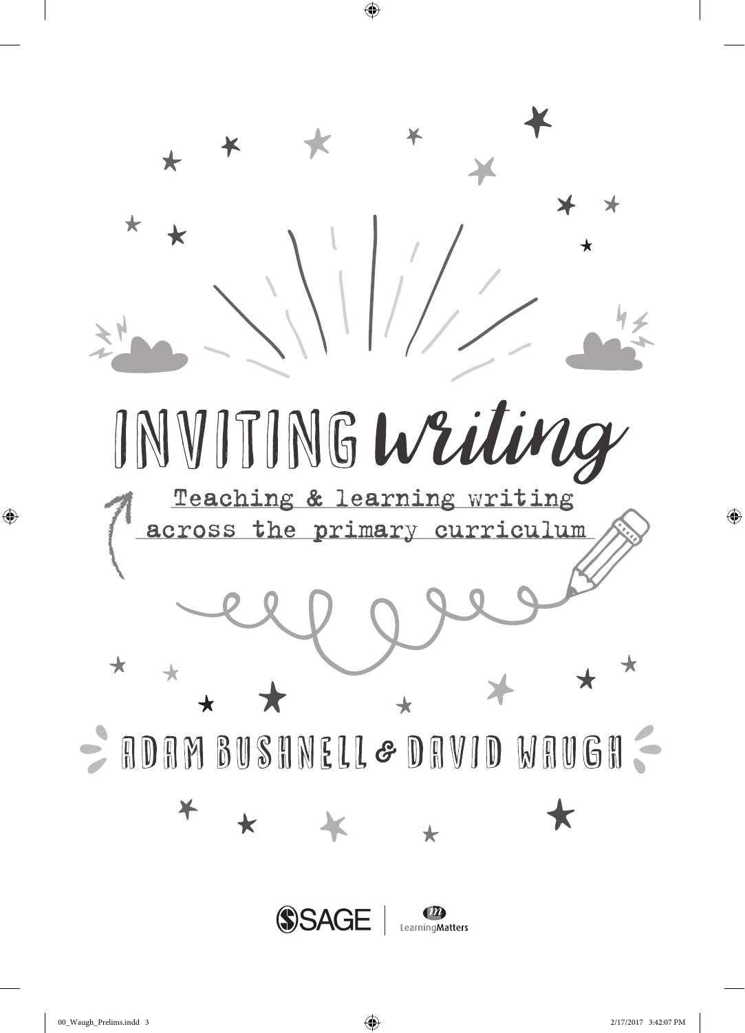# INVITING writing

## Teaching & learning writing across the primary curriculum

ADAM BUSHNELL & DAVID WAUGH

SAGE | LearningMatters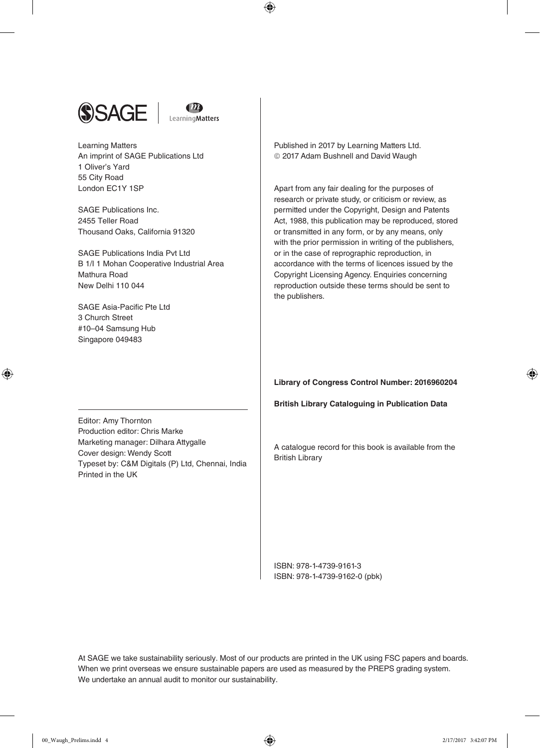Learning Matters
An imprint of SAGE Publications Ltd
1 Oliver's Yard
55 City Road
London EC1Y 1SP

SAGE Publications Inc.
2455 Teller Road
Thousand Oaks, California 91320

SAGE Publications India Pvt Ltd
B 1/I 1 Mohan Cooperative Industrial Area
Mathura Road
New Delhi 110 044

SAGE Asia-Pacific Pte Ltd
3 Church Street
#10–04 Samsung Hub
Singapore 049483

Editor: Amy Thornton
Production editor: Chris Marke
Marketing manager: Dilhara Attygalle
Cover design: Wendy Scott
Typeset by: C&M Digitals (P) Ltd, Chennai, India
Printed in the UK

Published in 2017 by Learning Matters Ltd.
© 2017 Adam Bushnell and David Waugh

Apart from any fair dealing for the purposes of research or private study, or criticism or review, as permitted under the Copyright, Design and Patents Act, 1988, this publication may be reproduced, stored or transmitted in any form, or by any means, only with the prior permission in writing of the publishers, or in the case of reprographic reproduction, in accordance with the terms of licences issued by the Copyright Licensing Agency. Enquiries concerning reproduction outside these terms should be sent to the publishers.

**Library of Congress Control Number: 2016960204**

**British Library Cataloguing in Publication Data**

A catalogue record for this book is available from the British Library

ISBN: 978-1-4739-9161-3
ISBN: 978-1-4739-9162-0 (pbk)

At SAGE we take sustainability seriously. Most of our products are printed in the UK using FSC papers and boards. When we print overseas we ensure sustainable papers are used as measured by the PREPS grading system. We undertake an annual audit to monitor our sustainability.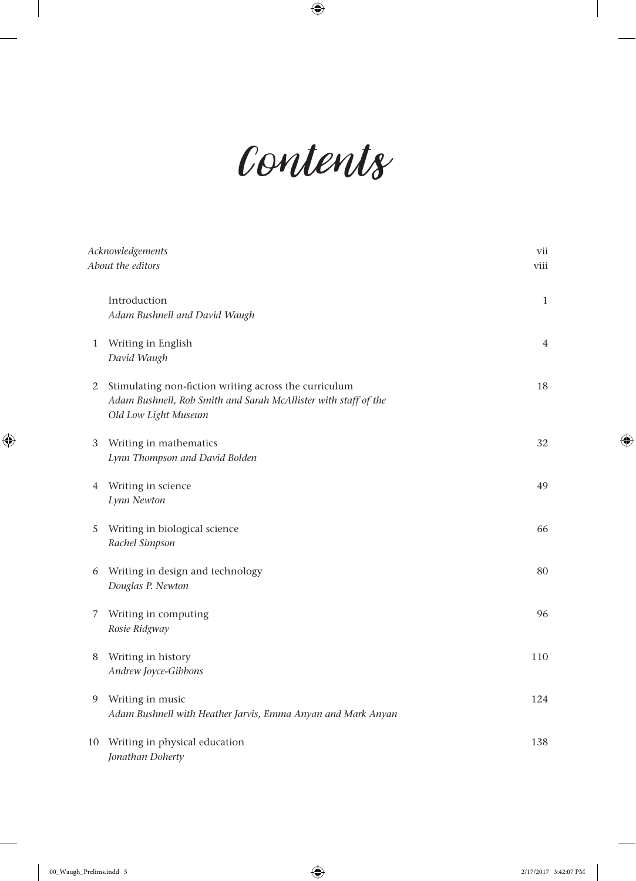# Contents

| | | |
|---|---|---|
| *Acknowledgements* | | vii |
| *About the editors* | | viii |
| | Introduction<br>*Adam Bushnell and David Waugh* | 1 |
| 1 | Writing in English<br>*David Waugh* | 4 |
| 2 | Stimulating non-fiction writing across the curriculum<br>*Adam Bushnell, Rob Smith and Sarah McAllister with staff of the Old Low Light Museum* | 18 |
| 3 | Writing in mathematics<br>*Lynn Thompson and David Bolden* | 32 |
| 4 | Writing in science<br>*Lynn Newton* | 49 |
| 5 | Writing in biological science<br>*Rachel Simpson* | 66 |
| 6 | Writing in design and technology<br>*Douglas P. Newton* | 80 |
| 7 | Writing in computing<br>*Rosie Ridgway* | 96 |
| 8 | Writing in history<br>*Andrew Joyce-Gibbons* | 110 |
| 9 | Writing in music<br>*Adam Bushnell with Heather Jarvis, Emma Anyan and Mark Anyan* | 124 |
| 10 | Writing in physical education<br>*Jonathan Doherty* | 138 |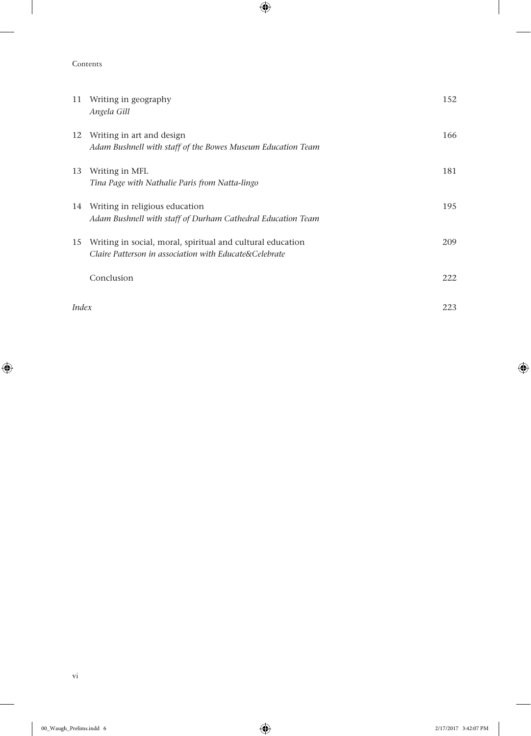11 Writing in geography — 152
*Angela Gill*

12 Writing in art and design — 166
*Adam Bushnell with staff of the Bowes Museum Education Team*

13 Writing in MFL — 181
*Tina Page with Nathalie Paris from Natta-lingo*

14 Writing in religious education — 195
*Adam Bushnell with staff of Durham Cathedral Education Team*

15 Writing in social, moral, spiritual and cultural education — 209
*Claire Patterson in association with Educate&Celebrate*

Conclusion — 222

*Index* — 223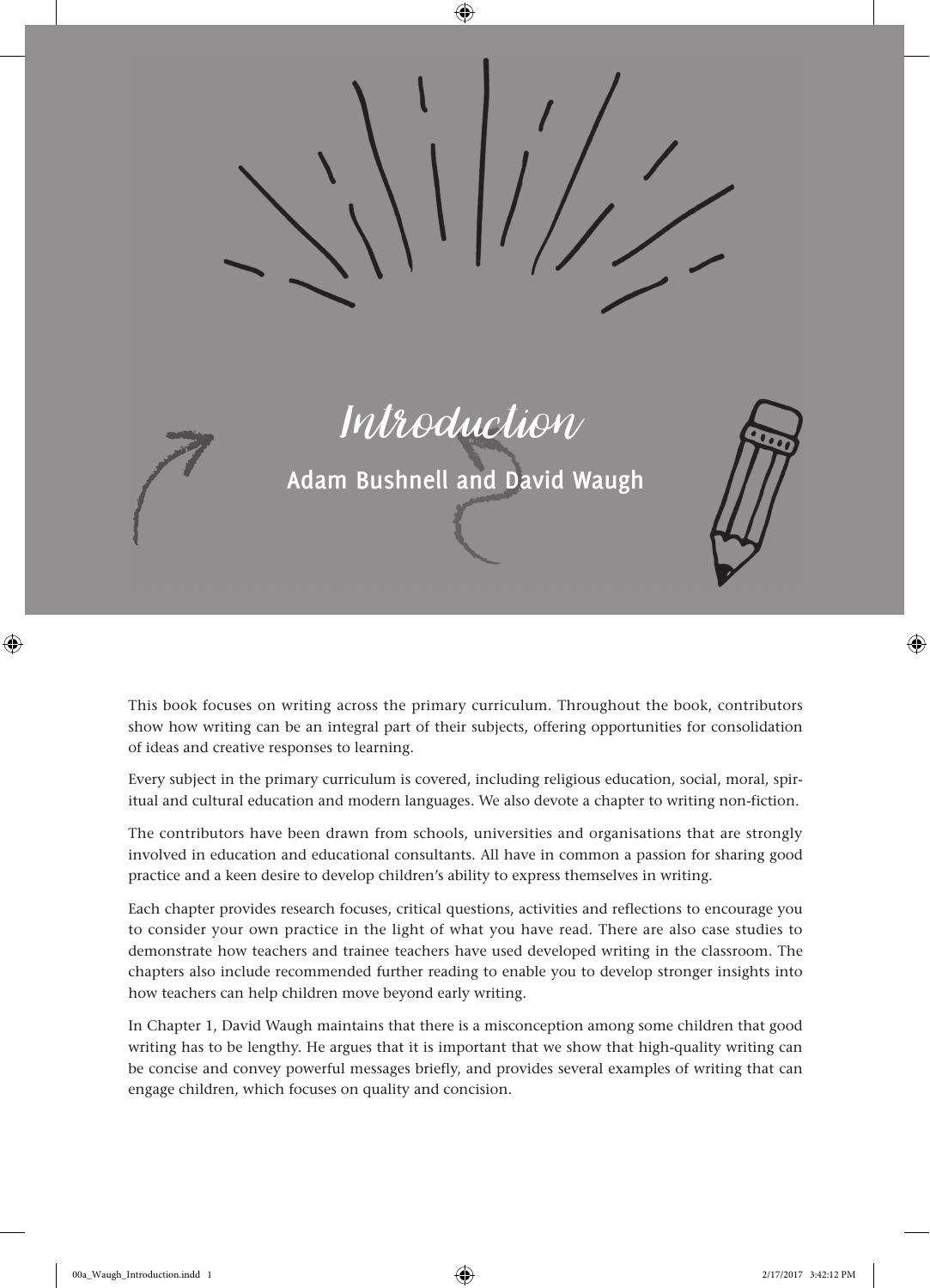# Introduction

## Adam Bushnell and David Waugh

This book focuses on writing across the primary curriculum. Throughout the book, contributors show how writing can be an integral part of their subjects, offering opportunities for consolidation of ideas and creative responses to learning.

Every subject in the primary curriculum is covered, including religious education, social, moral, spiritual and cultural education and modern languages. We also devote a chapter to writing non-fiction.

The contributors have been drawn from schools, universities and organisations that are strongly involved in education and educational consultants. All have in common a passion for sharing good practice and a keen desire to develop children's ability to express themselves in writing.

Each chapter provides research focuses, critical questions, activities and reflections to encourage you to consider your own practice in the light of what you have read. There are also case studies to demonstrate how teachers and trainee teachers have used developed writing in the classroom. The chapters also include recommended further reading to enable you to develop stronger insights into how teachers can help children move beyond early writing.

In Chapter 1, David Waugh maintains that there is a misconception among some children that good writing has to be lengthy. He argues that it is important that we show that high-quality writing can be concise and convey powerful messages briefly, and provides several examples of writing that can engage children, which focuses on quality and concision.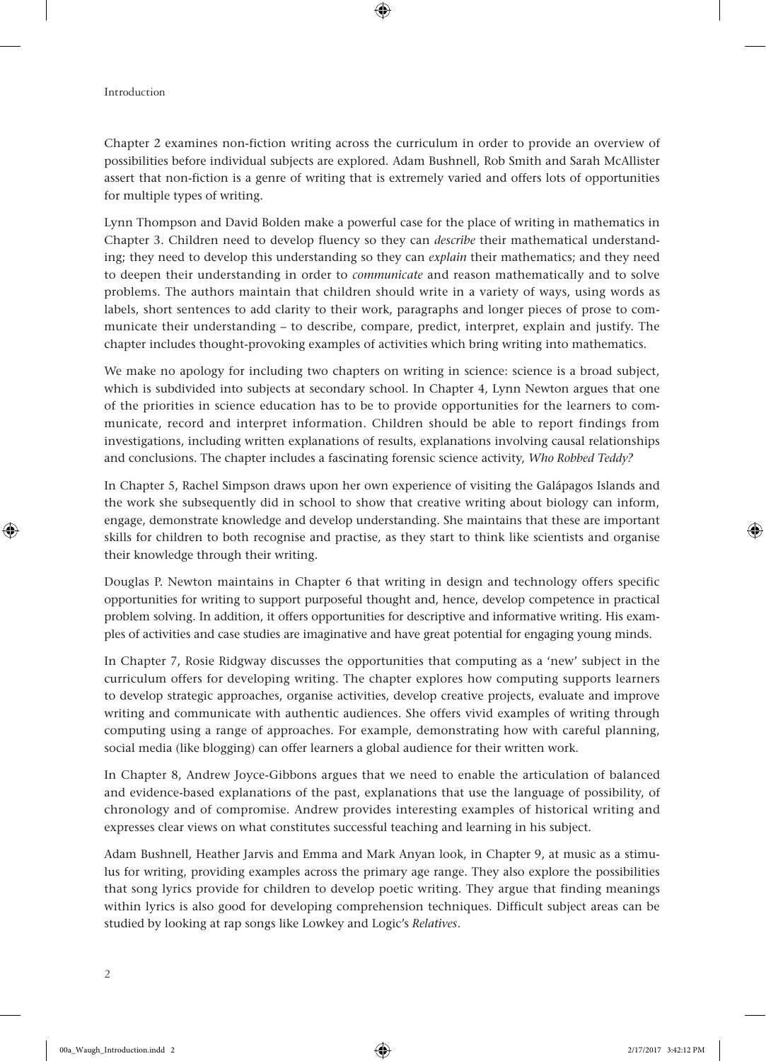Chapter 2 examines non-fiction writing across the curriculum in order to provide an overview of possibilities before individual subjects are explored. Adam Bushnell, Rob Smith and Sarah McAllister assert that non-fiction is a genre of writing that is extremely varied and offers lots of opportunities for multiple types of writing.

Lynn Thompson and David Bolden make a powerful case for the place of writing in mathematics in Chapter 3. Children need to develop fluency so they can *describe* their mathematical understanding; they need to develop this understanding so they can *explain* their mathematics; and they need to deepen their understanding in order to *communicate* and reason mathematically and to solve problems. The authors maintain that children should write in a variety of ways, using words as labels, short sentences to add clarity to their work, paragraphs and longer pieces of prose to communicate their understanding – to describe, compare, predict, interpret, explain and justify. The chapter includes thought-provoking examples of activities which bring writing into mathematics.

We make no apology for including two chapters on writing in science: science is a broad subject, which is subdivided into subjects at secondary school. In Chapter 4, Lynn Newton argues that one of the priorities in science education has to be to provide opportunities for the learners to communicate, record and interpret information. Children should be able to report findings from investigations, including written explanations of results, explanations involving causal relationships and conclusions. The chapter includes a fascinating forensic science activity, *Who Robbed Teddy?*

In Chapter 5, Rachel Simpson draws upon her own experience of visiting the Galápagos Islands and the work she subsequently did in school to show that creative writing about biology can inform, engage, demonstrate knowledge and develop understanding. She maintains that these are important skills for children to both recognise and practise, as they start to think like scientists and organise their knowledge through their writing.

Douglas P. Newton maintains in Chapter 6 that writing in design and technology offers specific opportunities for writing to support purposeful thought and, hence, develop competence in practical problem solving. In addition, it offers opportunities for descriptive and informative writing. His examples of activities and case studies are imaginative and have great potential for engaging young minds.

In Chapter 7, Rosie Ridgway discusses the opportunities that computing as a 'new' subject in the curriculum offers for developing writing. The chapter explores how computing supports learners to develop strategic approaches, organise activities, develop creative projects, evaluate and improve writing and communicate with authentic audiences. She offers vivid examples of writing through computing using a range of approaches. For example, demonstrating how with careful planning, social media (like blogging) can offer learners a global audience for their written work.

In Chapter 8, Andrew Joyce-Gibbons argues that we need to enable the articulation of balanced and evidence-based explanations of the past, explanations that use the language of possibility, of chronology and of compromise. Andrew provides interesting examples of historical writing and expresses clear views on what constitutes successful teaching and learning in his subject.

Adam Bushnell, Heather Jarvis and Emma and Mark Anyan look, in Chapter 9, at music as a stimulus for writing, providing examples across the primary age range. They also explore the possibilities that song lyrics provide for children to develop poetic writing. They argue that finding meanings within lyrics is also good for developing comprehension techniques. Difficult subject areas can be studied by looking at rap songs like Lowkey and Logic's *Relatives*.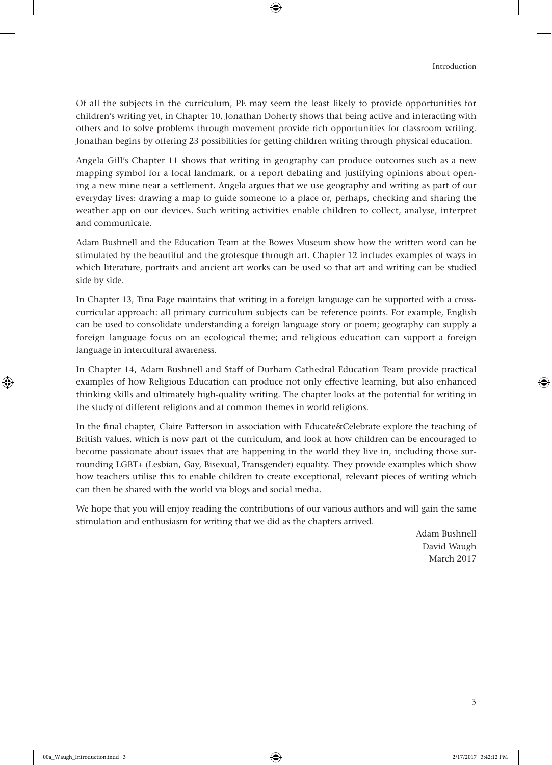Of all the subjects in the curriculum, PE may seem the least likely to provide opportunities for children's writing yet, in Chapter 10, Jonathan Doherty shows that being active and interacting with others and to solve problems through movement provide rich opportunities for classroom writing. Jonathan begins by offering 23 possibilities for getting children writing through physical education.

Angela Gill's Chapter 11 shows that writing in geography can produce outcomes such as a new mapping symbol for a local landmark, or a report debating and justifying opinions about opening a new mine near a settlement. Angela argues that we use geography and writing as part of our everyday lives: drawing a map to guide someone to a place or, perhaps, checking and sharing the weather app on our devices. Such writing activities enable children to collect, analyse, interpret and communicate.

Adam Bushnell and the Education Team at the Bowes Museum show how the written word can be stimulated by the beautiful and the grotesque through art. Chapter 12 includes examples of ways in which literature, portraits and ancient art works can be used so that art and writing can be studied side by side.

In Chapter 13, Tina Page maintains that writing in a foreign language can be supported with a cross-curricular approach: all primary curriculum subjects can be reference points. For example, English can be used to consolidate understanding a foreign language story or poem; geography can supply a foreign language focus on an ecological theme; and religious education can support a foreign language in intercultural awareness.

In Chapter 14, Adam Bushnell and Staff of Durham Cathedral Education Team provide practical examples of how Religious Education can produce not only effective learning, but also enhanced thinking skills and ultimately high-quality writing. The chapter looks at the potential for writing in the study of different religions and at common themes in world religions.

In the final chapter, Claire Patterson in association with Educate&Celebrate explore the teaching of British values, which is now part of the curriculum, and look at how children can be encouraged to become passionate about issues that are happening in the world they live in, including those surrounding LGBT+ (Lesbian, Gay, Bisexual, Transgender) equality. They provide examples which show how teachers utilise this to enable children to create exceptional, relevant pieces of writing which can then be shared with the world via blogs and social media.

We hope that you will enjoy reading the contributions of our various authors and will gain the same stimulation and enthusiasm for writing that we did as the chapters arrived.

Adam Bushnell
David Waugh
March 2017